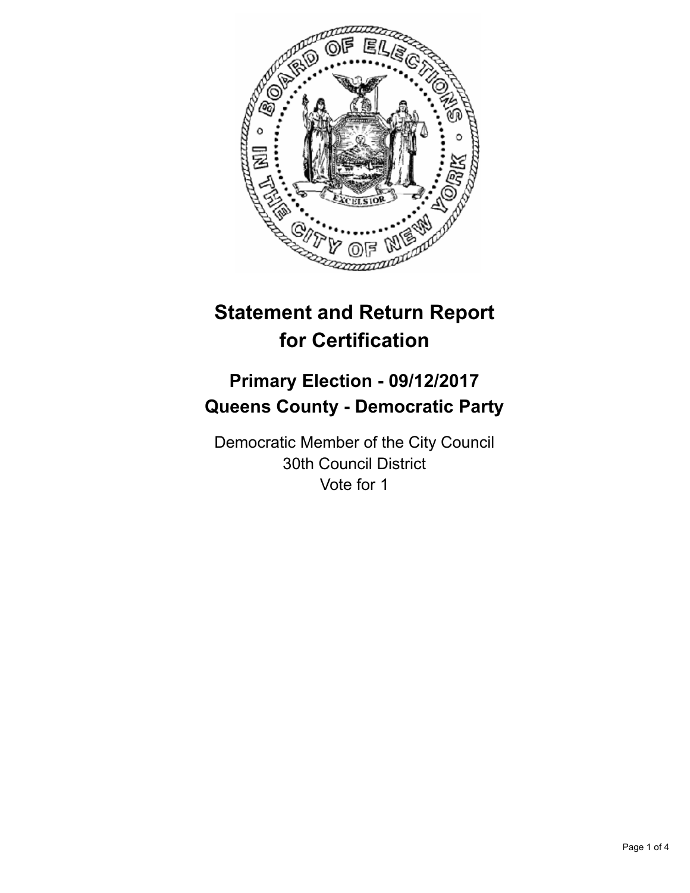# Statement and Return Report for Certification

## Primary Election - 09/12/2017
## Queens County - Democratic Party

Democratic Member of the City Council
30th Council District
Vote for 1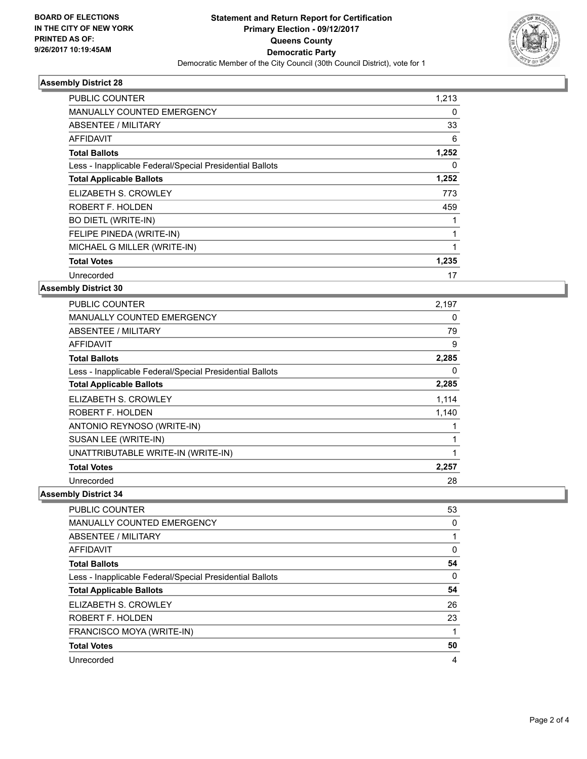**BOARD OF ELECTIONS IN THE CITY OF NEW YORK PRINTED AS OF: 9/26/2017 10:19:45AM**

## Statement and Return Report for Certification
## Primary Election - 09/12/2017
## Queens County
## Democratic Party

Democratic Member of the City Council (30th Council District), vote for 1

### Assembly District 28

| | |
|---|---|
| PUBLIC COUNTER | 1,213 |
| MANUALLY COUNTED EMERGENCY | 0 |
| ABSENTEE / MILITARY | 33 |
| AFFIDAVIT | 6 |
| **Total Ballots** | **1,252** |
| Less - Inapplicable Federal/Special Presidential Ballots | 0 |
| **Total Applicable Ballots** | **1,252** |
| ELIZABETH S. CROWLEY | 773 |
| ROBERT F. HOLDEN | 459 |
| BO DIETL (WRITE-IN) | 1 |
| FELIPE PINEDA (WRITE-IN) | 1 |
| MICHAEL G MILLER (WRITE-IN) | 1 |
| **Total Votes** | **1,235** |
| Unrecorded | 17 |

### Assembly District 30

| | |
|---|---|
| PUBLIC COUNTER | 2,197 |
| MANUALLY COUNTED EMERGENCY | 0 |
| ABSENTEE / MILITARY | 79 |
| AFFIDAVIT | 9 |
| **Total Ballots** | **2,285** |
| Less - Inapplicable Federal/Special Presidential Ballots | 0 |
| **Total Applicable Ballots** | **2,285** |
| ELIZABETH S. CROWLEY | 1,114 |
| ROBERT F. HOLDEN | 1,140 |
| ANTONIO REYNOSO (WRITE-IN) | 1 |
| SUSAN LEE (WRITE-IN) | 1 |
| UNATTRIBUTABLE WRITE-IN (WRITE-IN) | 1 |
| **Total Votes** | **2,257** |
| Unrecorded | 28 |

### Assembly District 34

| | |
|---|---|
| PUBLIC COUNTER | 53 |
| MANUALLY COUNTED EMERGENCY | 0 |
| ABSENTEE / MILITARY | 1 |
| AFFIDAVIT | 0 |
| **Total Ballots** | **54** |
| Less - Inapplicable Federal/Special Presidential Ballots | 0 |
| **Total Applicable Ballots** | **54** |
| ELIZABETH S. CROWLEY | 26 |
| ROBERT F. HOLDEN | 23 |
| FRANCISCO MOYA (WRITE-IN) | 1 |
| **Total Votes** | **50** |
| Unrecorded | 4 |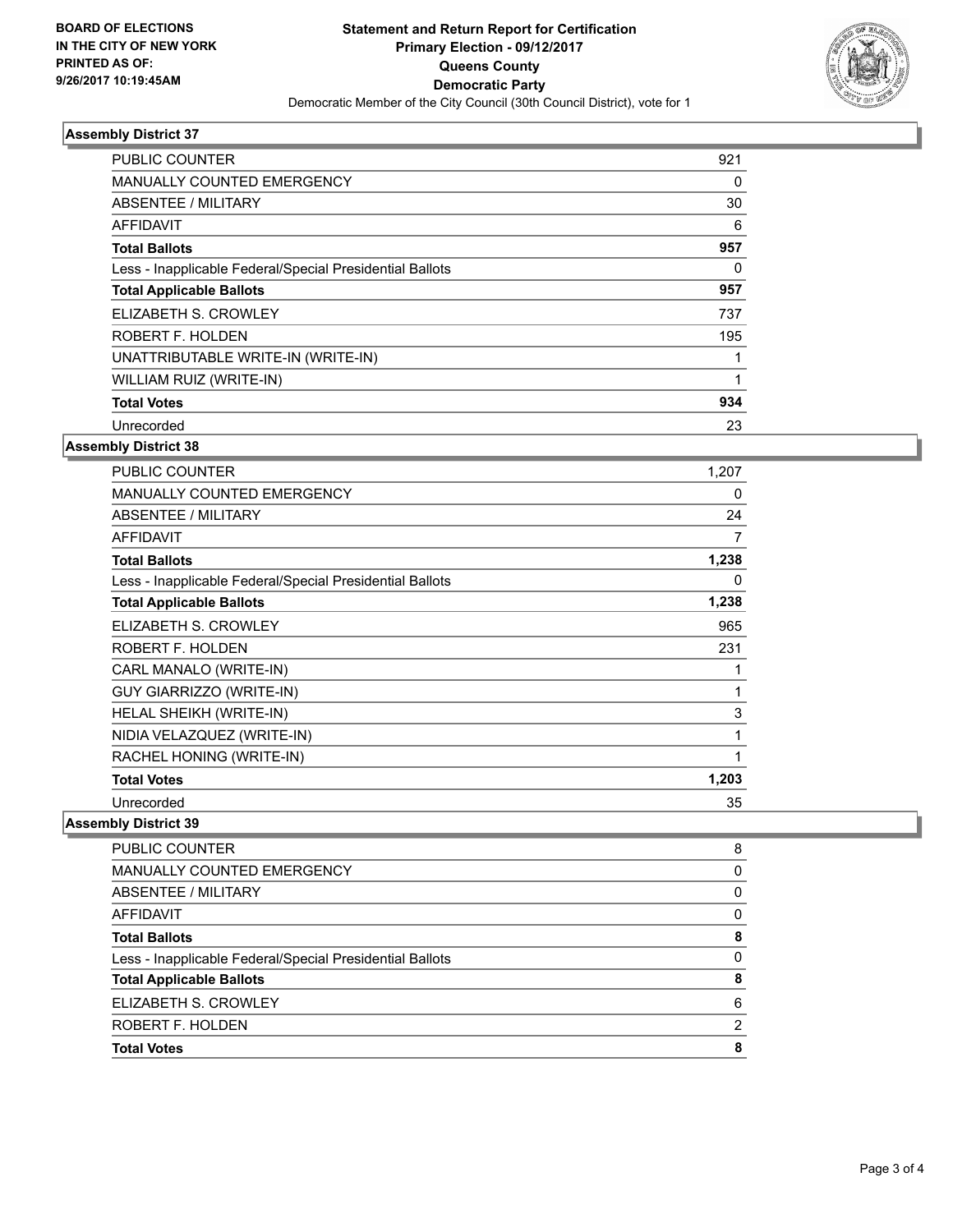**BOARD OF ELECTIONS IN THE CITY OF NEW YORK PRINTED AS OF: 9/26/2017 10:19:45AM**

# Statement and Return Report for Certification
## Primary Election - 09/12/2017
## Queens County
## Democratic Party
Democratic Member of the City Council (30th Council District), vote for 1

### Assembly District 37

| | |
|---|---|
| PUBLIC COUNTER | 921 |
| MANUALLY COUNTED EMERGENCY | 0 |
| ABSENTEE / MILITARY | 30 |
| AFFIDAVIT | 6 |
| **Total Ballots** | **957** |
| Less - Inapplicable Federal/Special Presidential Ballots | 0 |
| **Total Applicable Ballots** | **957** |
| ELIZABETH S. CROWLEY | 737 |
| ROBERT F. HOLDEN | 195 |
| UNATTRIBUTABLE WRITE-IN (WRITE-IN) | 1 |
| WILLIAM RUIZ (WRITE-IN) | 1 |
| **Total Votes** | **934** |
| Unrecorded | 23 |

### Assembly District 38

| | |
|---|---|
| PUBLIC COUNTER | 1,207 |
| MANUALLY COUNTED EMERGENCY | 0 |
| ABSENTEE / MILITARY | 24 |
| AFFIDAVIT | 7 |
| **Total Ballots** | **1,238** |
| Less - Inapplicable Federal/Special Presidential Ballots | 0 |
| **Total Applicable Ballots** | **1,238** |
| ELIZABETH S. CROWLEY | 965 |
| ROBERT F. HOLDEN | 231 |
| CARL MANALO (WRITE-IN) | 1 |
| GUY GIARRIZZO (WRITE-IN) | 1 |
| HELAL SHEIKH (WRITE-IN) | 3 |
| NIDIA VELAZQUEZ (WRITE-IN) | 1 |
| RACHEL HONING (WRITE-IN) | 1 |
| **Total Votes** | **1,203** |
| Unrecorded | 35 |

### Assembly District 39

| | |
|---|---|
| PUBLIC COUNTER | 8 |
| MANUALLY COUNTED EMERGENCY | 0 |
| ABSENTEE / MILITARY | 0 |
| AFFIDAVIT | 0 |
| **Total Ballots** | **8** |
| Less - Inapplicable Federal/Special Presidential Ballots | 0 |
| **Total Applicable Ballots** | **8** |
| ELIZABETH S. CROWLEY | 6 |
| ROBERT F. HOLDEN | 2 |
| **Total Votes** | **8** |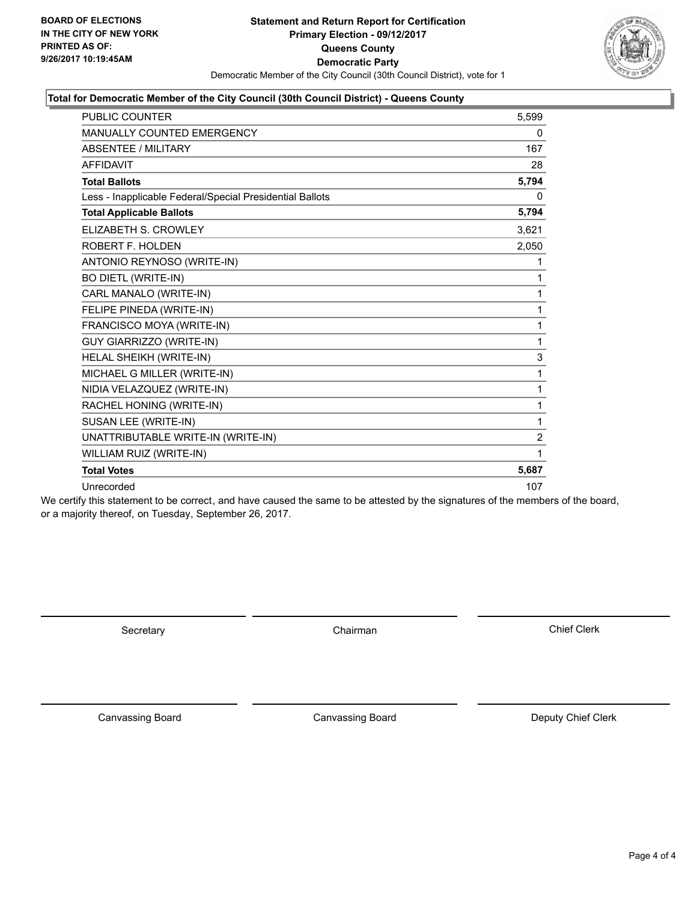BOARD OF ELECTIONS
IN THE CITY OF NEW YORK
PRINTED AS OF:
9/26/2017 10:19:45AM

**Statement and Return Report for Certification**
**Primary Election - 09/12/2017**
**Queens County**
**Democratic Party**
Democratic Member of the City Council (30th Council District), vote for 1

### Total for Democratic Member of the City Council (30th Council District) - Queens County

| | |
|---|---|
| PUBLIC COUNTER | 5,599 |
| MANUALLY COUNTED EMERGENCY | 0 |
| ABSENTEE / MILITARY | 167 |
| AFFIDAVIT | 28 |
| **Total Ballots** | **5,794** |
| Less - Inapplicable Federal/Special Presidential Ballots | 0 |
| **Total Applicable Ballots** | **5,794** |
| ELIZABETH S. CROWLEY | 3,621 |
| ROBERT F. HOLDEN | 2,050 |
| ANTONIO REYNOSO (WRITE-IN) | 1 |
| BO DIETL (WRITE-IN) | 1 |
| CARL MANALO (WRITE-IN) | 1 |
| FELIPE PINEDA (WRITE-IN) | 1 |
| FRANCISCO MOYA (WRITE-IN) | 1 |
| GUY GIARRIZZO (WRITE-IN) | 1 |
| HELAL SHEIKH (WRITE-IN) | 3 |
| MICHAEL G MILLER (WRITE-IN) | 1 |
| NIDIA VELAZQUEZ (WRITE-IN) | 1 |
| RACHEL HONING (WRITE-IN) | 1 |
| SUSAN LEE (WRITE-IN) | 1 |
| UNATTRIBUTABLE WRITE-IN (WRITE-IN) | 2 |
| WILLIAM RUIZ (WRITE-IN) | 1 |
| **Total Votes** | **5,687** |
| Unrecorded | 107 |

We certify this statement to be correct, and have caused the same to be attested by the signatures of the members of the board, or a majority thereof, on Tuesday, September 26, 2017.

Secretary

Chairman

Chief Clerk

Canvassing Board

Canvassing Board

Deputy Chief Clerk